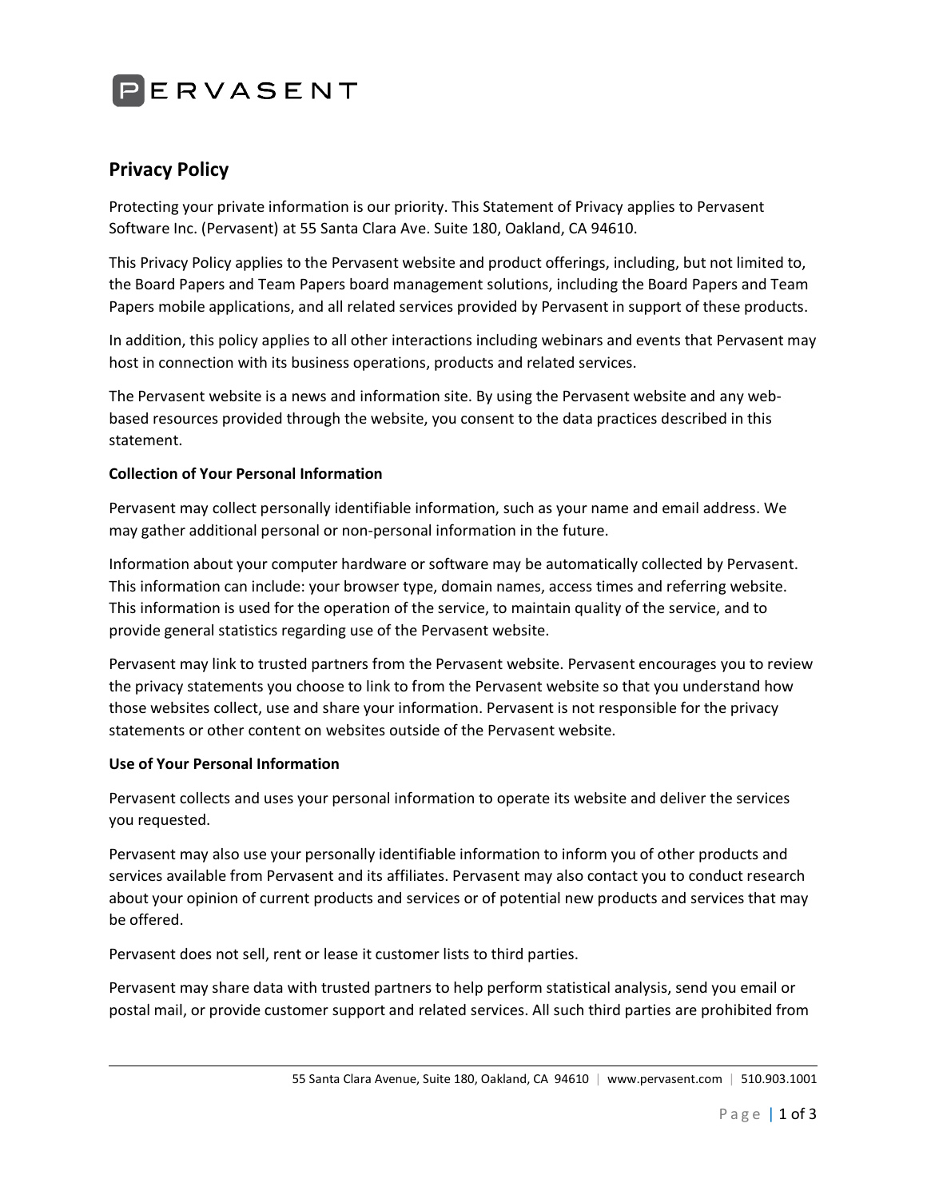PERVASENT

# Privacy Policy

Protecting your private information is our priority. This Statement of Privacy applies to Pervasent Software Inc. (Pervasent) at 55 Santa Clara Ave. Suite 180, Oakland, CA 94610.

This Privacy Policy applies to the Pervasent website and product offerings, including, but not limited to, the Board Papers and Team Papers board management solutions, including the Board Papers and Team Papers mobile applications, and all related services provided by Pervasent in support of these products.

In addition, this policy applies to all other interactions including webinars and events that Pervasent may host in connection with its business operations, products and related services.

The Pervasent website is a news and information site. By using the Pervasent website and any web-based resources provided through the website, you consent to the data practices described in this statement.

**Collection of Your Personal Information**

Pervasent may collect personally identifiable information, such as your name and email address. We may gather additional personal or non-personal information in the future.

Information about your computer hardware or software may be automatically collected by Pervasent. This information can include: your browser type, domain names, access times and referring website. This information is used for the operation of the service, to maintain quality of the service, and to provide general statistics regarding use of the Pervasent website.

Pervasent may link to trusted partners from the Pervasent website. Pervasent encourages you to review the privacy statements you choose to link to from the Pervasent website so that you understand how those websites collect, use and share your information. Pervasent is not responsible for the privacy statements or other content on websites outside of the Pervasent website.

**Use of Your Personal Information**

Pervasent collects and uses your personal information to operate its website and deliver the services you requested.

Pervasent may also use your personally identifiable information to inform you of other products and services available from Pervasent and its affiliates. Pervasent may also contact you to conduct research about your opinion of current products and services or of potential new products and services that may be offered.

Pervasent does not sell, rent or lease it customer lists to third parties.

Pervasent may share data with trusted partners to help perform statistical analysis, send you email or postal mail, or provide customer support and related services. All such third parties are prohibited from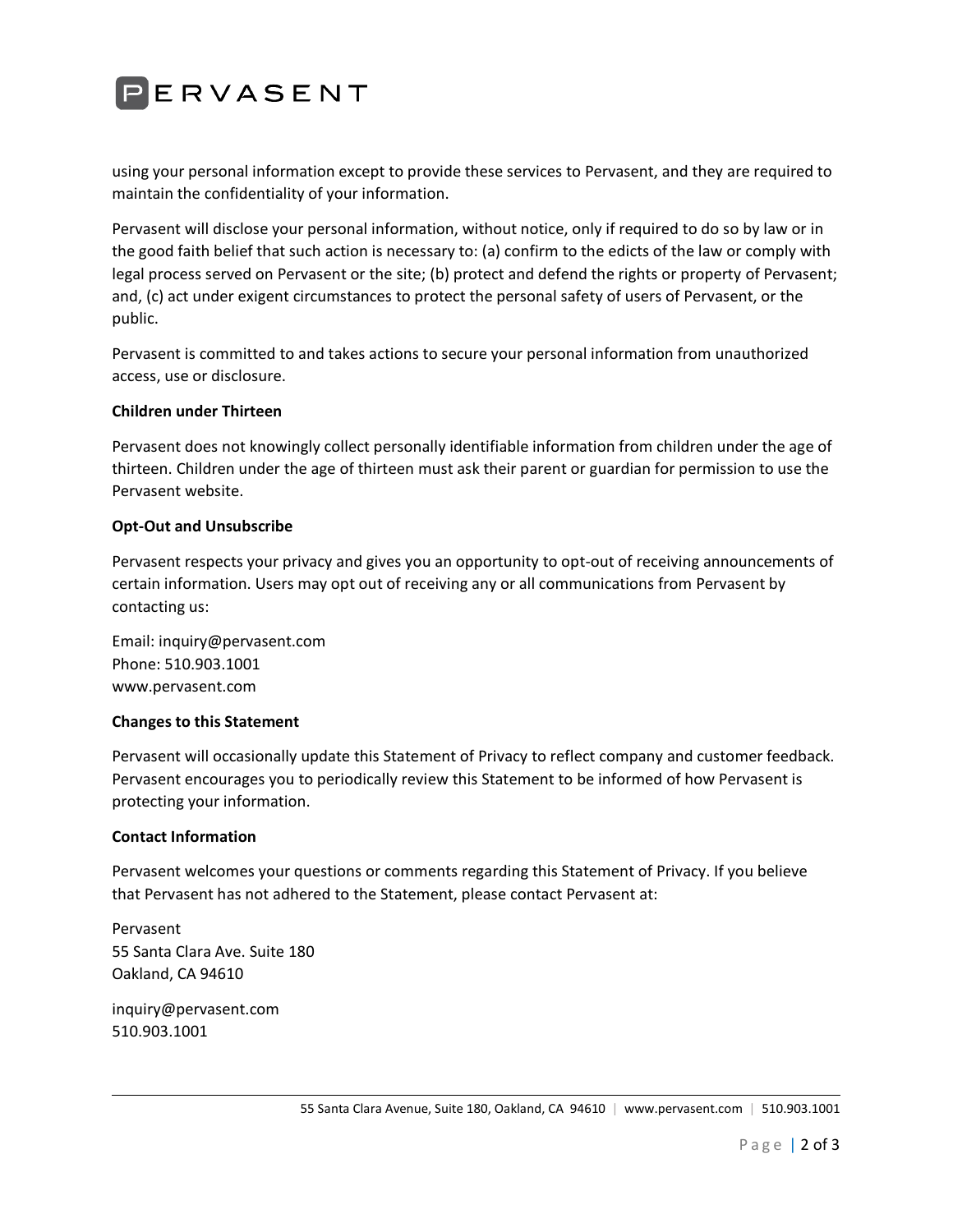using your personal information except to provide these services to Pervasent, and they are required to maintain the confidentiality of your information.

Pervasent will disclose your personal information, without notice, only if required to do so by law or in the good faith belief that such action is necessary to: (a) confirm to the edicts of the law or comply with legal process served on Pervasent or the site; (b) protect and defend the rights or property of Pervasent; and, (c) act under exigent circumstances to protect the personal safety of users of Pervasent, or the public.

Pervasent is committed to and takes actions to secure your personal information from unauthorized access, use or disclosure.

**Children under Thirteen**

Pervasent does not knowingly collect personally identifiable information from children under the age of thirteen. Children under the age of thirteen must ask their parent or guardian for permission to use the Pervasent website.

**Opt-Out and Unsubscribe**

Pervasent respects your privacy and gives you an opportunity to opt-out of receiving announcements of certain information. Users may opt out of receiving any or all communications from Pervasent by contacting us:

Email: inquiry@pervasent.com
Phone: 510.903.1001
www.pervasent.com

**Changes to this Statement**

Pervasent will occasionally update this Statement of Privacy to reflect company and customer feedback. Pervasent encourages you to periodically review this Statement to be informed of how Pervasent is protecting your information.

**Contact Information**

Pervasent welcomes your questions or comments regarding this Statement of Privacy. If you believe that Pervasent has not adhered to the Statement, please contact Pervasent at:

Pervasent
55 Santa Clara Ave. Suite 180
Oakland, CA 94610

inquiry@pervasent.com
510.903.1001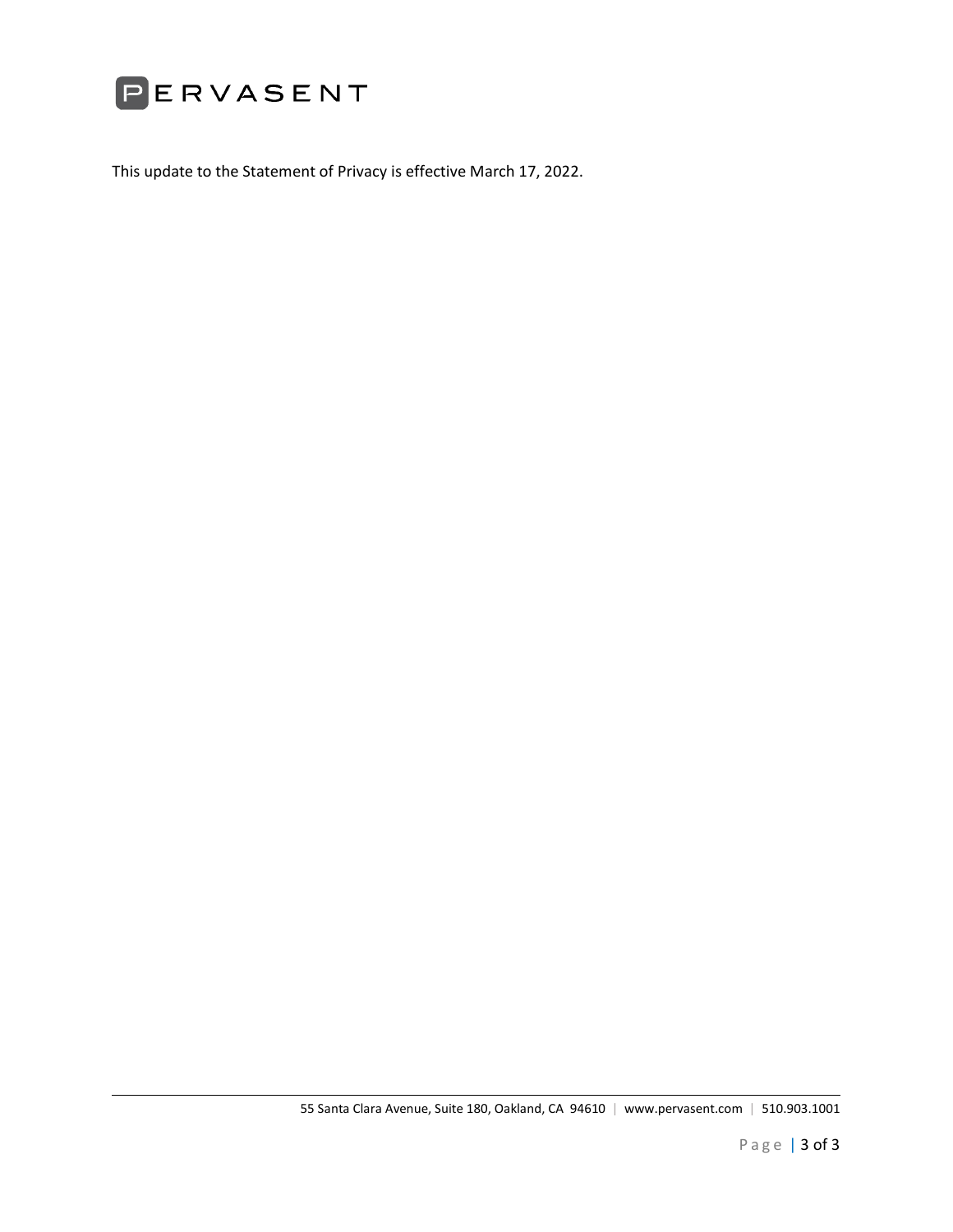This update to the Statement of Privacy is effective March 17, 2022.